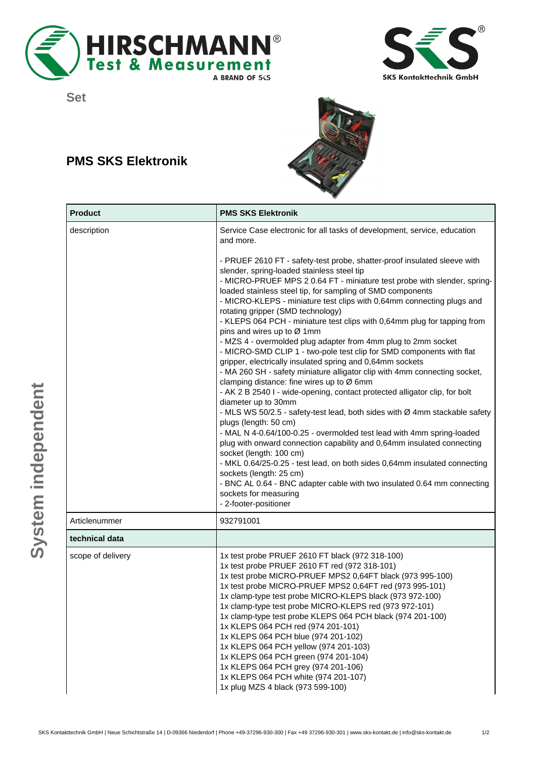Set

## PMS SKS Elektronik

| Product | PMS SKS Elektronik |
|---|---|
| description | Service Case electronic for all tasks of development, service, education and more.<br><br>- PRUEF 2610 FT - safety-test probe, shatter-proof insulated sleeve with slender, spring-loaded stainless steel tip<br>- MICRO-PRUEF MPS 2 0.64 FT - miniature test probe with slender, spring-loaded stainless steel tip, for sampling of SMD components<br>- MICRO-KLEPS - miniature test clips with 0,64mm connecting plugs and rotating gripper (SMD technology)<br>- KLEPS 064 PCH - miniature test clips with 0,64mm plug for tapping from pins and wires up to Ø 1mm<br>- MZS 4 - overmolded plug adapter from 4mm plug to 2mm socket<br>- MICRO-SMD CLIP 1 - two-pole test clip for SMD components with flat gripper, electrically insulated spring and 0,64mm sockets<br>- MA 260 SH - safety miniature alligator clip with 4mm connecting socket, clamping distance: fine wires up to Ø 6mm<br>- AK 2 B 2540 I - wide-opening, contact protected alligator clip, for bolt diameter up to 30mm<br>- MLS WS 50/2.5 - safety-test lead, both sides with Ø 4mm stackable safety plugs (length: 50 cm)<br>- MAL N 4-0.64/100-0.25 - overmolded test lead with 4mm spring-loaded plug with onward connection capability and 0,64mm insulated connecting socket (length: 100 cm)<br>- MKL 0.64/25-0.25 - test lead, on both sides 0,64mm insulated connecting sockets (length: 25 cm)<br>- BNC AL 0.64 - BNC adapter cable with two insulated 0.64 mm connecting sockets for measuring<br>- 2-footer-positioner |
| Articlenummer | 932791001 |
| **technical data** | |
| scope of delivery | 1x test probe PRUEF 2610 FT black (972 318-100)<br>1x test probe PRUEF 2610 FT red (972 318-101)<br>1x test probe MICRO-PRUEF MPS2 0,64FT black (973 995-100)<br>1x test probe MICRO-PRUEF MPS2 0,64FT red (973 995-101)<br>1x clamp-type test probe MICRO-KLEPS black (973 972-100)<br>1x clamp-type test probe MICRO-KLEPS red (973 972-101)<br>1x clamp-type test probe KLEPS 064 PCH black (974 201-100)<br>1x KLEPS 064 PCH red (974 201-101)<br>1x KLEPS 064 PCH blue (974 201-102)<br>1x KLEPS 064 PCH yellow (974 201-103)<br>1x KLEPS 064 PCH green (974 201-104)<br>1x KLEPS 064 PCH grey (974 201-106)<br>1x KLEPS 064 PCH white (974 201-107)<br>1x plug MZS 4 black (973 599-100) |

System independent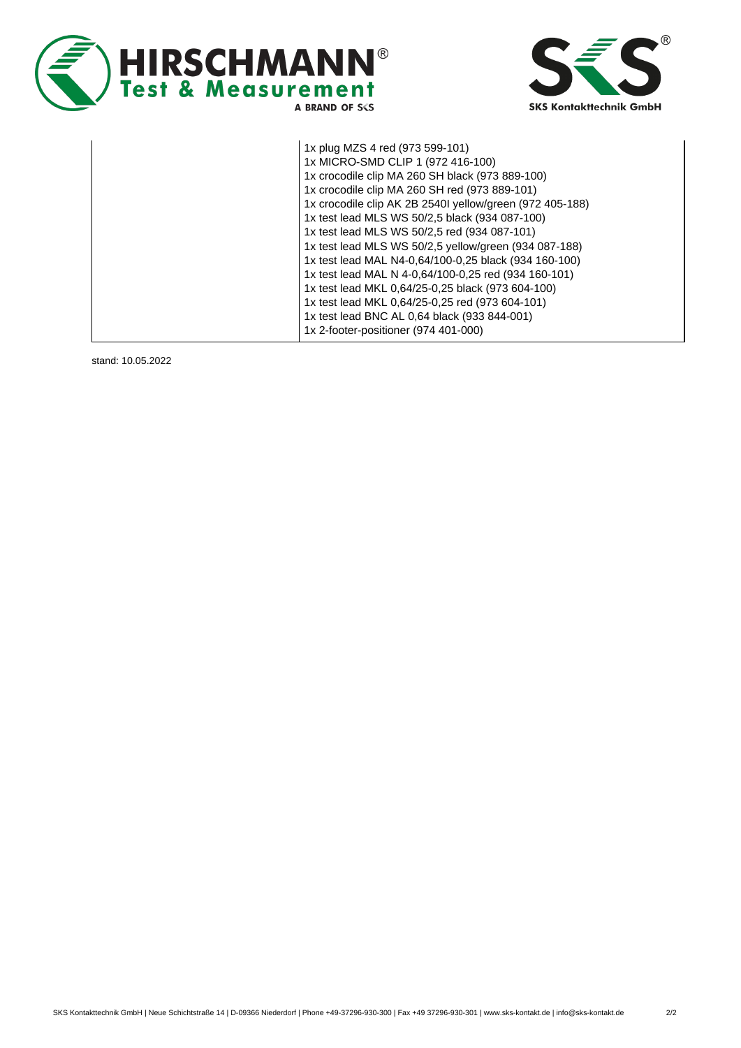| | |
|---|---|
| | 1x plug MZS 4 red (973 599-101)<br>1x MICRO-SMD CLIP 1 (972 416-100)<br>1x crocodile clip MA 260 SH black (973 889-100)<br>1x crocodile clip MA 260 SH red (973 889-101)<br>1x crocodile clip AK 2B 2540I yellow/green (972 405-188)<br>1x test lead MLS WS 50/2,5 black (934 087-100)<br>1x test lead MLS WS 50/2,5 red (934 087-101)<br>1x test lead MLS WS 50/2,5 yellow/green (934 087-188)<br>1x test lead MAL N4-0,64/100-0,25 black (934 160-100)<br>1x test lead MAL N 4-0,64/100-0,25 red (934 160-101)<br>1x test lead MKL 0,64/25-0,25 black (973 604-100)<br>1x test lead MKL 0,64/25-0,25 red (973 604-101)<br>1x test lead BNC AL 0,64 black (933 844-001)<br>1x 2-footer-positioner (974 401-000) |

stand: 10.05.2022